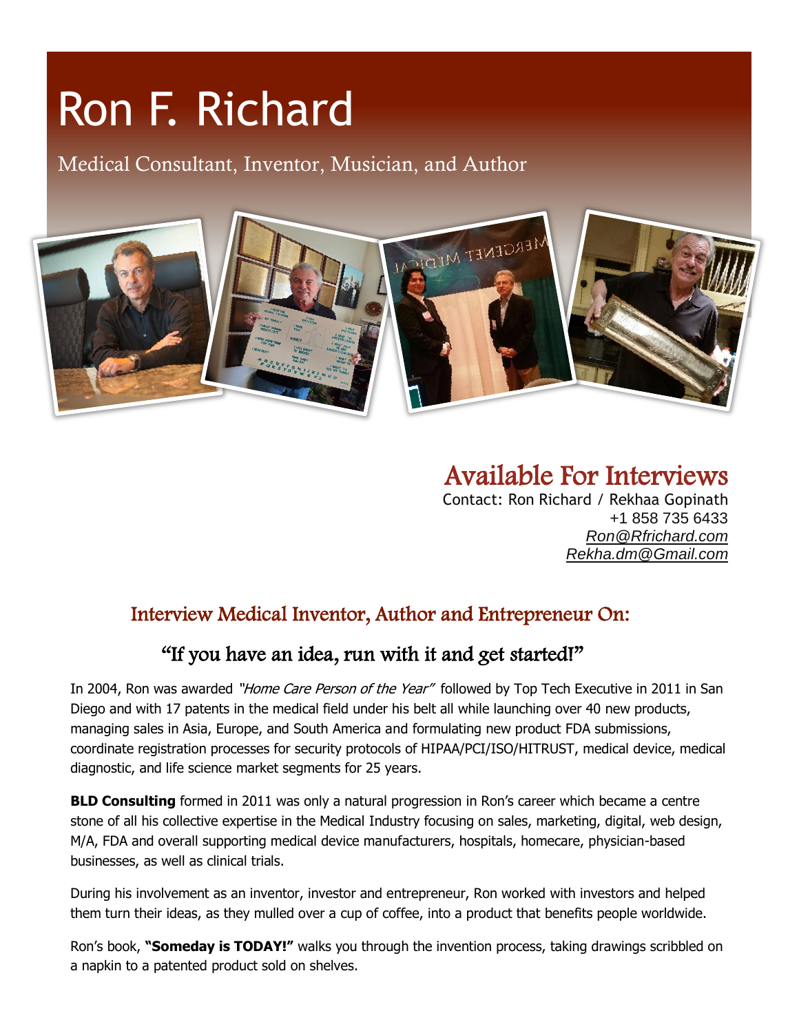# Ron F. Richard

Medical Consultant, Inventor, Musician, and Author

## Available For Interviews

Contact: Ron Richard / Rekhaa Gopinath
+1 858 735 6433
*Ron@Rfrichard.com*
*Rekha.dm@Gmail.com*

## Interview Medical Inventor, Author and Entrepreneur On:

### "If you have an idea, run with it and get started!"

In 2004, Ron was awarded *"Home Care Person of the Year"* followed by Top Tech Executive in 2011 in San Diego and with 17 patents in the medical field under his belt all while launching over 40 new products, managing sales in Asia, Europe, and South America and formulating new product FDA submissions, coordinate registration processes for security protocols of HIPAA/PCI/ISO/HITRUST, medical device, medical diagnostic, and life science market segments for 25 years.

**BLD Consulting** formed in 2011 was only a natural progression in Ron's career which became a centre stone of all his collective expertise in the Medical Industry focusing on sales, marketing, digital, web design, M/A, FDA and overall supporting medical device manufacturers, hospitals, homecare, physician-based businesses, as well as clinical trials.

During his involvement as an inventor, investor and entrepreneur, Ron worked with investors and helped them turn their ideas, as they mulled over a cup of coffee, into a product that benefits people worldwide.

Ron's book, **"Someday is TODAY!"** walks you through the invention process, taking drawings scribbled on a napkin to a patented product sold on shelves.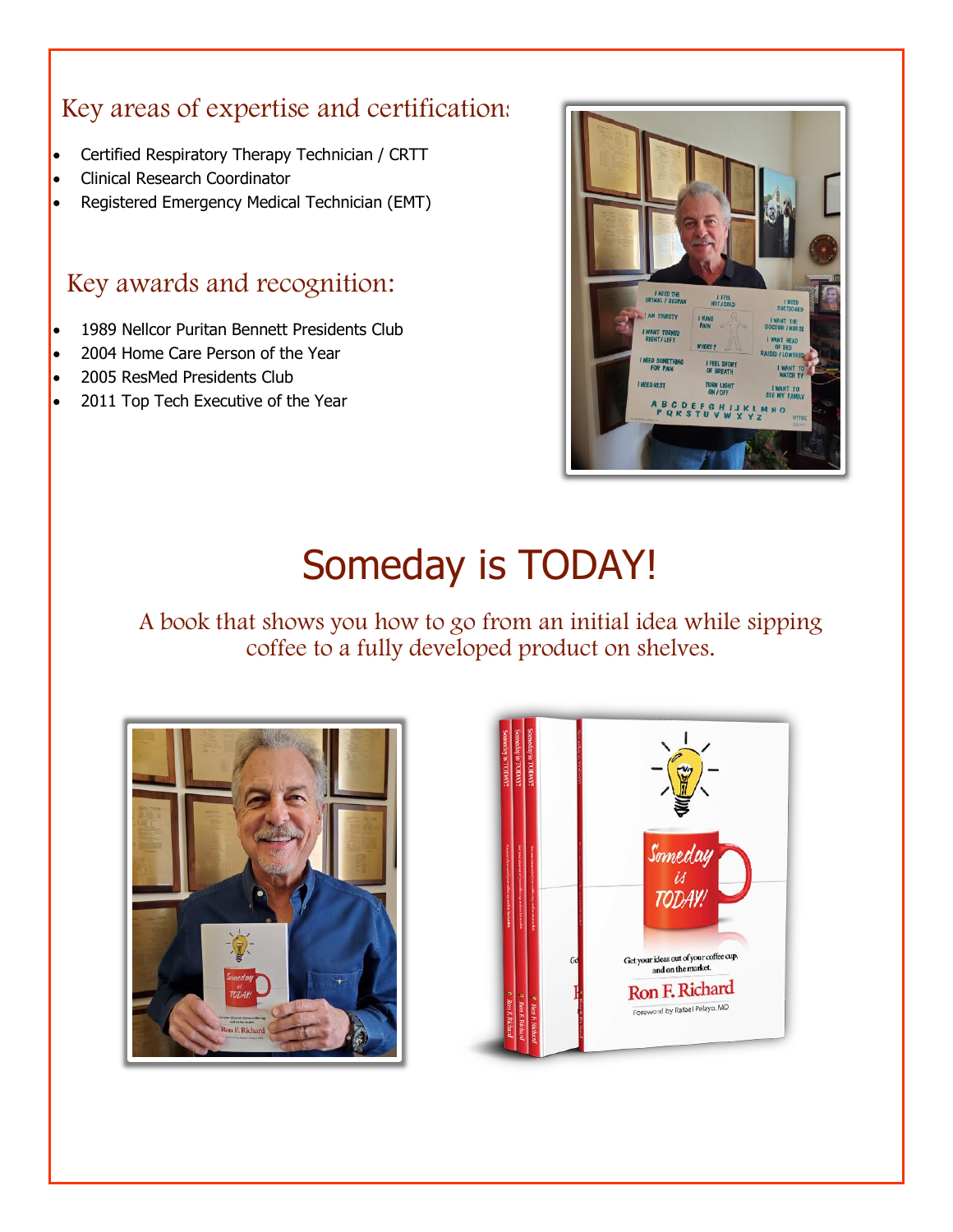## Key areas of expertise and certifications

- Certified Respiratory Therapy Technician / CRTT
- Clinical Research Coordinator
- Registered Emergency Medical Technician (EMT)

## Key awards and recognition:

- 1989 Nellcor Puritan Bennett Presidents Club
- 2004 Home Care Person of the Year
- 2005 ResMed Presidents Club
- 2011 Top Tech Executive of the Year

# Someday is TODAY!

A book that shows you how to go from an initial idea while sipping coffee to a fully developed product on shelves.